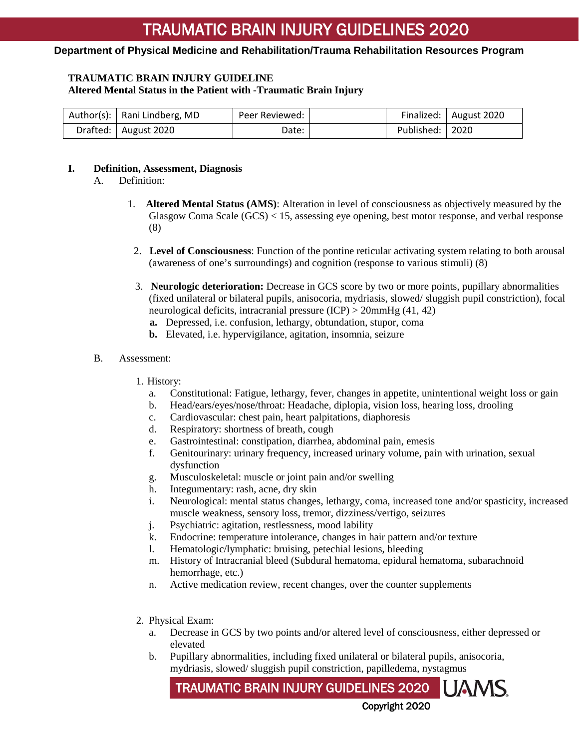# TRAUMATIC BRAIN INJURY GUIDELINES 2020

**Department of Physical Medicine and Rehabilitation/Trauma Rehabilitation Resources Program**

**TRAUMATIC BRAIN INJURY GUIDELINE**
**Altered Mental Status in the Patient with -Traumatic Brain Injury**

| Author(s): | Rani Lindberg, MD | Peer Reviewed: | | Finalized: | August 2020 |
|---|---|---|---|---|---|
| Drafted: | August 2020 | Date: | | Published: | 2020 |

## I. Definition, Assessment, Diagnosis

A. Definition:

1. **Altered Mental Status (AMS)**: Alteration in level of consciousness as objectively measured by the Glasgow Coma Scale (GCS) < 15, assessing eye opening, best motor response, and verbal response (8)

2. **Level of Consciousness**: Function of the pontine reticular activating system relating to both arousal (awareness of one's surroundings) and cognition (response to various stimuli) (8)

3. **Neurologic deterioration:** Decrease in GCS score by two or more points, pupillary abnormalities (fixed unilateral or bilateral pupils, anisocoria, mydriasis, slowed/ sluggish pupil constriction), focal neurological deficits, intracranial pressure (ICP) > 20mmHg (41, 42)
   - **a.** Depressed, i.e. confusion, lethargy, obtundation, stupor, coma
   - **b.** Elevated, i.e. hypervigilance, agitation, insomnia, seizure

B. Assessment:

1. History:
   - a. Constitutional: Fatigue, lethargy, fever, changes in appetite, unintentional weight loss or gain
   - b. Head/ears/eyes/nose/throat: Headache, diplopia, vision loss, hearing loss, drooling
   - c. Cardiovascular: chest pain, heart palpitations, diaphoresis
   - d. Respiratory: shortness of breath, cough
   - e. Gastrointestinal: constipation, diarrhea, abdominal pain, emesis
   - f. Genitourinary: urinary frequency, increased urinary volume, pain with urination, sexual dysfunction
   - g. Musculoskeletal: muscle or joint pain and/or swelling
   - h. Integumentary: rash, acne, dry skin
   - i. Neurological: mental status changes, lethargy, coma, increased tone and/or spasticity, increased muscle weakness, sensory loss, tremor, dizziness/vertigo, seizures
   - j. Psychiatric: agitation, restlessness, mood lability
   - k. Endocrine: temperature intolerance, changes in hair pattern and/or texture
   - l. Hematologic/lymphatic: bruising, petechial lesions, bleeding
   - m. History of Intracranial bleed (Subdural hematoma, epidural hematoma, subarachnoid hemorrhage, etc.)
   - n. Active medication review, recent changes, over the counter supplements

2. Physical Exam:
   - a. Decrease in GCS by two points and/or altered level of consciousness, either depressed or elevated
   - b. Pupillary abnormalities, including fixed unilateral or bilateral pupils, anisocoria, mydriasis, slowed/ sluggish pupil constriction, papilledema, nystagmus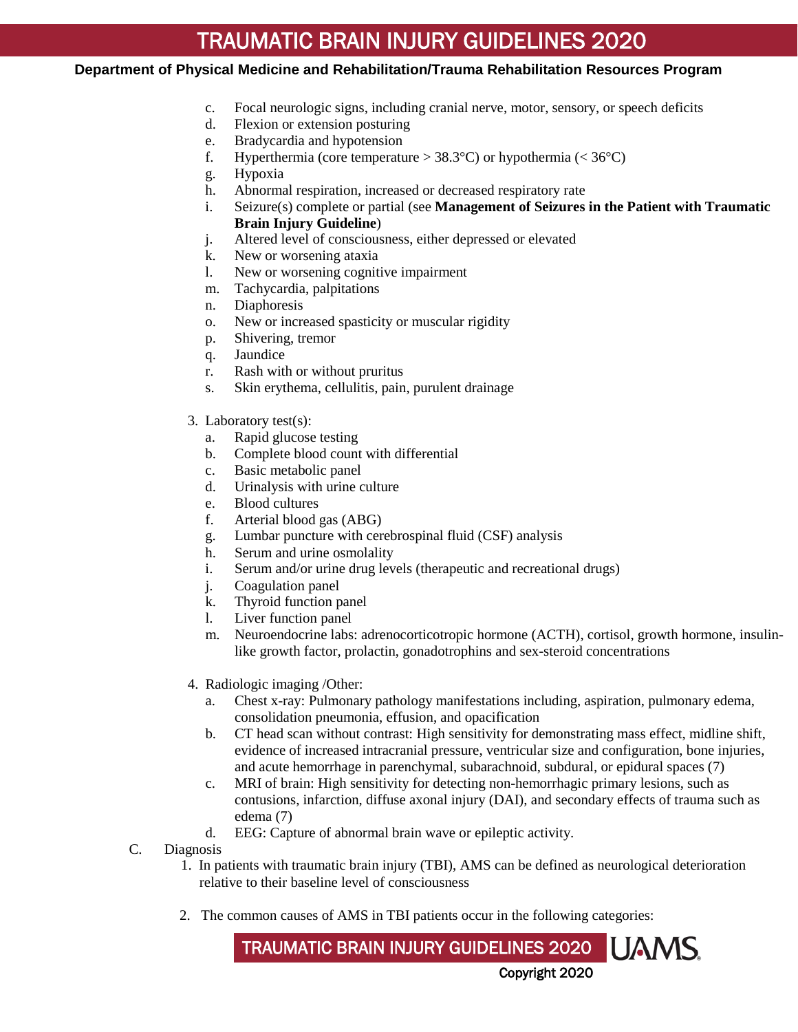c. Focal neurologic signs, including cranial nerve, motor, sensory, or speech deficits
d. Flexion or extension posturing
e. Bradycardia and hypotension
f. Hyperthermia (core temperature > 38.3°C) or hypothermia (< 36°C)
g. Hypoxia
h. Abnormal respiration, increased or decreased respiratory rate
i. Seizure(s) complete or partial (see **Management of Seizures in the Patient with Traumatic Brain Injury Guideline**)
j. Altered level of consciousness, either depressed or elevated
k. New or worsening ataxia
l. New or worsening cognitive impairment
m. Tachycardia, palpitations
n. Diaphoresis
o. New or increased spasticity or muscular rigidity
p. Shivering, tremor
q. Jaundice
r. Rash with or without pruritus
s. Skin erythema, cellulitis, pain, purulent drainage

3. Laboratory test(s):
   a. Rapid glucose testing
   b. Complete blood count with differential
   c. Basic metabolic panel
   d. Urinalysis with urine culture
   e. Blood cultures
   f. Arterial blood gas (ABG)
   g. Lumbar puncture with cerebrospinal fluid (CSF) analysis
   h. Serum and urine osmolality
   i. Serum and/or urine drug levels (therapeutic and recreational drugs)
   j. Coagulation panel
   k. Thyroid function panel
   l. Liver function panel
   m. Neuroendocrine labs: adrenocorticotropic hormone (ACTH), cortisol, growth hormone, insulin-like growth factor, prolactin, gonadotrophins and sex-steroid concentrations

4. Radiologic imaging /Other:
   a. Chest x-ray: Pulmonary pathology manifestations including, aspiration, pulmonary edema, consolidation pneumonia, effusion, and opacification
   b. CT head scan without contrast: High sensitivity for demonstrating mass effect, midline shift, evidence of increased intracranial pressure, ventricular size and configuration, bone injuries, and acute hemorrhage in parenchymal, subarachnoid, subdural, or epidural spaces (7)
   c. MRI of brain: High sensitivity for detecting non-hemorrhagic primary lesions, such as contusions, infarction, diffuse axonal injury (DAI), and secondary effects of trauma such as edema (7)
   d. EEG: Capture of abnormal brain wave or epileptic activity.

C. Diagnosis

1. In patients with traumatic brain injury (TBI), AMS can be defined as neurological deterioration relative to their baseline level of consciousness

2. The common causes of AMS in TBI patients occur in the following categories: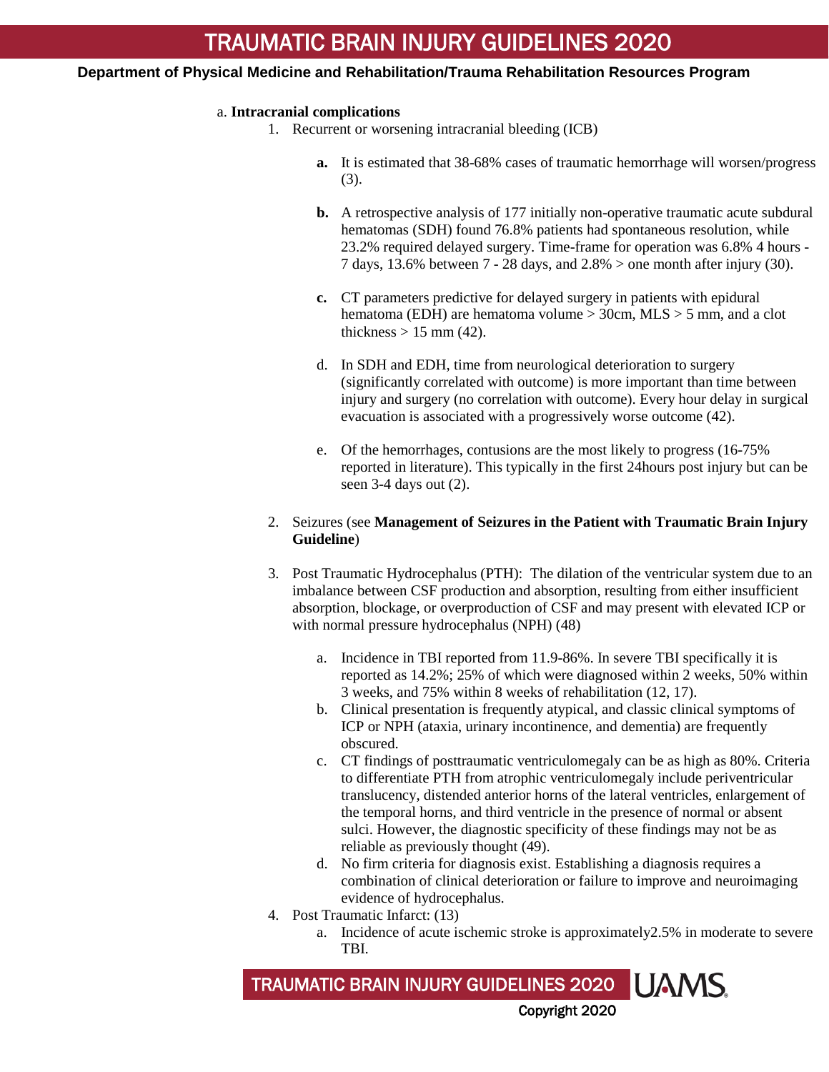a. **Intracranial complications**

1. Recurrent or worsening intracranial bleeding (ICB)

    **a.** It is estimated that 38-68% cases of traumatic hemorrhage will worsen/progress (3).

    **b.** A retrospective analysis of 177 initially non-operative traumatic acute subdural hematomas (SDH) found 76.8% patients had spontaneous resolution, while 23.2% required delayed surgery. Time-frame for operation was 6.8% 4 hours - 7 days, 13.6% between 7 - 28 days, and 2.8% > one month after injury (30).

    **c.** CT parameters predictive for delayed surgery in patients with epidural hematoma (EDH) are hematoma volume > 30cm, MLS > 5 mm, and a clot thickness > 15 mm (42).

    d. In SDH and EDH, time from neurological deterioration to surgery (significantly correlated with outcome) is more important than time between injury and surgery (no correlation with outcome). Every hour delay in surgical evacuation is associated with a progressively worse outcome (42).

    e. Of the hemorrhages, contusions are the most likely to progress (16-75% reported in literature). This typically in the first 24hours post injury but can be seen 3-4 days out (2).

2. Seizures (see **Management of Seizures in the Patient with Traumatic Brain Injury Guideline**)

3. Post Traumatic Hydrocephalus (PTH): The dilation of the ventricular system due to an imbalance between CSF production and absorption, resulting from either insufficient absorption, blockage, or overproduction of CSF and may present with elevated ICP or with normal pressure hydrocephalus (NPH) (48)

    a. Incidence in TBI reported from 11.9-86%. In severe TBI specifically it is reported as 14.2%; 25% of which were diagnosed within 2 weeks, 50% within 3 weeks, and 75% within 8 weeks of rehabilitation (12, 17).
    b. Clinical presentation is frequently atypical, and classic clinical symptoms of ICP or NPH (ataxia, urinary incontinence, and dementia) are frequently obscured.
    c. CT findings of posttraumatic ventriculomegaly can be as high as 80%. Criteria to differentiate PTH from atrophic ventriculomegaly include periventricular translucency, distended anterior horns of the lateral ventricles, enlargement of the temporal horns, and third ventricle in the presence of normal or absent sulci. However, the diagnostic specificity of these findings may not be as reliable as previously thought (49).
    d. No firm criteria for diagnosis exist. Establishing a diagnosis requires a combination of clinical deterioration or failure to improve and neuroimaging evidence of hydrocephalus.

4. Post Traumatic Infarct: (13)
    a. Incidence of acute ischemic stroke is approximately2.5% in moderate to severe TBI.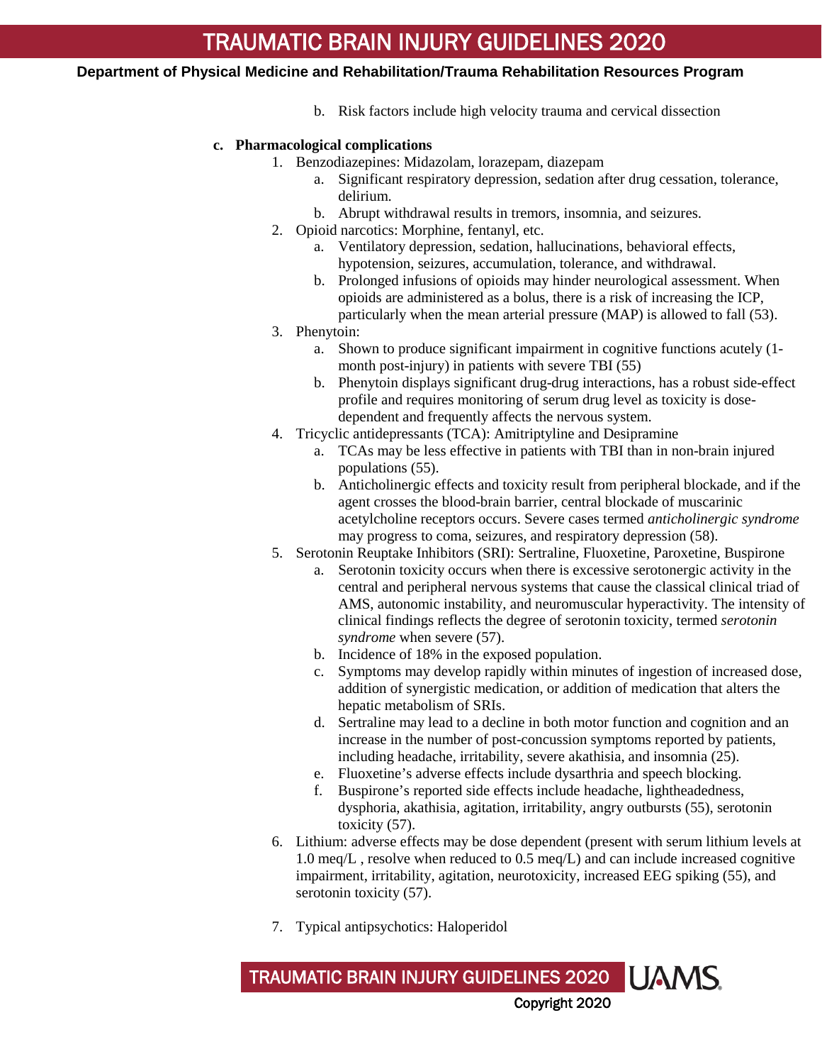b. Risk factors include high velocity trauma and cervical dissection

**c. Pharmacological complications**

1. Benzodiazepines: Midazolam, lorazepam, diazepam
   a. Significant respiratory depression, sedation after drug cessation, tolerance, delirium.
   b. Abrupt withdrawal results in tremors, insomnia, and seizures.
2. Opioid narcotics: Morphine, fentanyl, etc.
   a. Ventilatory depression, sedation, hallucinations, behavioral effects, hypotension, seizures, accumulation, tolerance, and withdrawal.
   b. Prolonged infusions of opioids may hinder neurological assessment. When opioids are administered as a bolus, there is a risk of increasing the ICP, particularly when the mean arterial pressure (MAP) is allowed to fall (53).
3. Phenytoin:
   a. Shown to produce significant impairment in cognitive functions acutely (1-month post-injury) in patients with severe TBI (55)
   b. Phenytoin displays significant drug-drug interactions, has a robust side-effect profile and requires monitoring of serum drug level as toxicity is dose-dependent and frequently affects the nervous system.
4. Tricyclic antidepressants (TCA): Amitriptyline and Desipramine
   a. TCAs may be less effective in patients with TBI than in non-brain injured populations (55).
   b. Anticholinergic effects and toxicity result from peripheral blockade, and if the agent crosses the blood-brain barrier, central blockade of muscarinic acetylcholine receptors occurs. Severe cases termed *anticholinergic syndrome* may progress to coma, seizures, and respiratory depression (58).
5. Serotonin Reuptake Inhibitors (SRI): Sertraline, Fluoxetine, Paroxetine, Buspirone
   a. Serotonin toxicity occurs when there is excessive serotonergic activity in the central and peripheral nervous systems that cause the classical clinical triad of AMS, autonomic instability, and neuromuscular hyperactivity. The intensity of clinical findings reflects the degree of serotonin toxicity, termed *serotonin syndrome* when severe (57).
   b. Incidence of 18% in the exposed population.
   c. Symptoms may develop rapidly within minutes of ingestion of increased dose, addition of synergistic medication, or addition of medication that alters the hepatic metabolism of SRIs.
   d. Sertraline may lead to a decline in both motor function and cognition and an increase in the number of post-concussion symptoms reported by patients, including headache, irritability, severe akathisia, and insomnia (25).
   e. Fluoxetine's adverse effects include dysarthria and speech blocking.
   f. Buspirone's reported side effects include headache, lightheadedness, dysphoria, akathisia, agitation, irritability, angry outbursts (55), serotonin toxicity (57).
6. Lithium: adverse effects may be dose dependent (present with serum lithium levels at 1.0 meq/L , resolve when reduced to 0.5 meq/L) and can include increased cognitive impairment, irritability, agitation, neurotoxicity, increased EEG spiking (55), and serotonin toxicity (57).
7. Typical antipsychotics: Haloperidol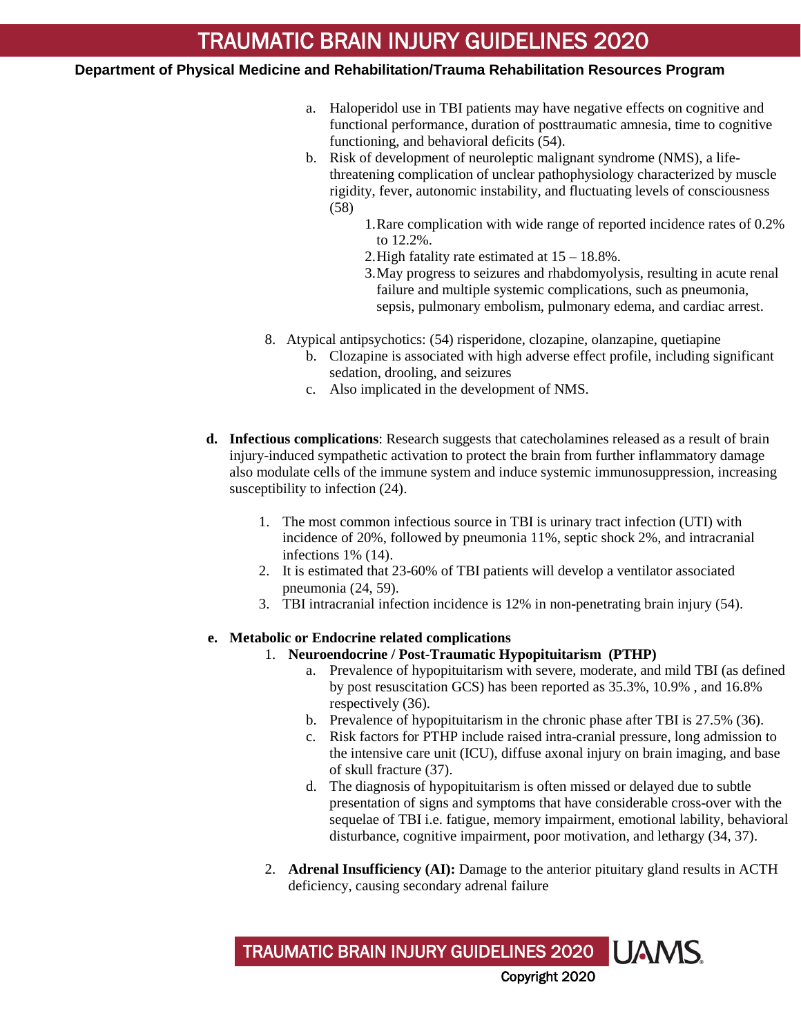a. Haloperidol use in TBI patients may have negative effects on cognitive and functional performance, duration of posttraumatic amnesia, time to cognitive functioning, and behavioral deficits (54).

b. Risk of development of neuroleptic malignant syndrome (NMS), a life-threatening complication of unclear pathophysiology characterized by muscle rigidity, fever, autonomic instability, and fluctuating levels of consciousness (58)

   1. Rare complication with wide range of reported incidence rates of 0.2% to 12.2%.
   2. High fatality rate estimated at 15 – 18.8%.
   3. May progress to seizures and rhabdomyolysis, resulting in acute renal failure and multiple systemic complications, such as pneumonia, sepsis, pulmonary embolism, pulmonary edema, and cardiac arrest.

8. Atypical antipsychotics: (54) risperidone, clozapine, olanzapine, quetiapine

   b. Clozapine is associated with high adverse effect profile, including significant sedation, drooling, and seizures

   c. Also implicated in the development of NMS.

**d. Infectious complications**: Research suggests that catecholamines released as a result of brain injury-induced sympathetic activation to protect the brain from further inflammatory damage also modulate cells of the immune system and induce systemic immunosuppression, increasing susceptibility to infection (24).

1. The most common infectious source in TBI is urinary tract infection (UTI) with incidence of 20%, followed by pneumonia 11%, septic shock 2%, and intracranial infections 1% (14).
2. It is estimated that 23-60% of TBI patients will develop a ventilator associated pneumonia (24, 59).
3. TBI intracranial infection incidence is 12% in non-penetrating brain injury (54).

**e. Metabolic or Endocrine related complications**

1. **Neuroendocrine / Post-Traumatic Hypopituitarism (PTHP)**

   a. Prevalence of hypopituitarism with severe, moderate, and mild TBI (as defined by post resuscitation GCS) has been reported as 35.3%, 10.9% , and 16.8% respectively (36).

   b. Prevalence of hypopituitarism in the chronic phase after TBI is 27.5% (36).

   c. Risk factors for PTHP include raised intra-cranial pressure, long admission to the intensive care unit (ICU), diffuse axonal injury on brain imaging, and base of skull fracture (37).

   d. The diagnosis of hypopituitarism is often missed or delayed due to subtle presentation of signs and symptoms that have considerable cross-over with the sequelae of TBI i.e. fatigue, memory impairment, emotional lability, behavioral disturbance, cognitive impairment, poor motivation, and lethargy (34, 37).

2. **Adrenal Insufficiency (AI):** Damage to the anterior pituitary gland results in ACTH deficiency, causing secondary adrenal failure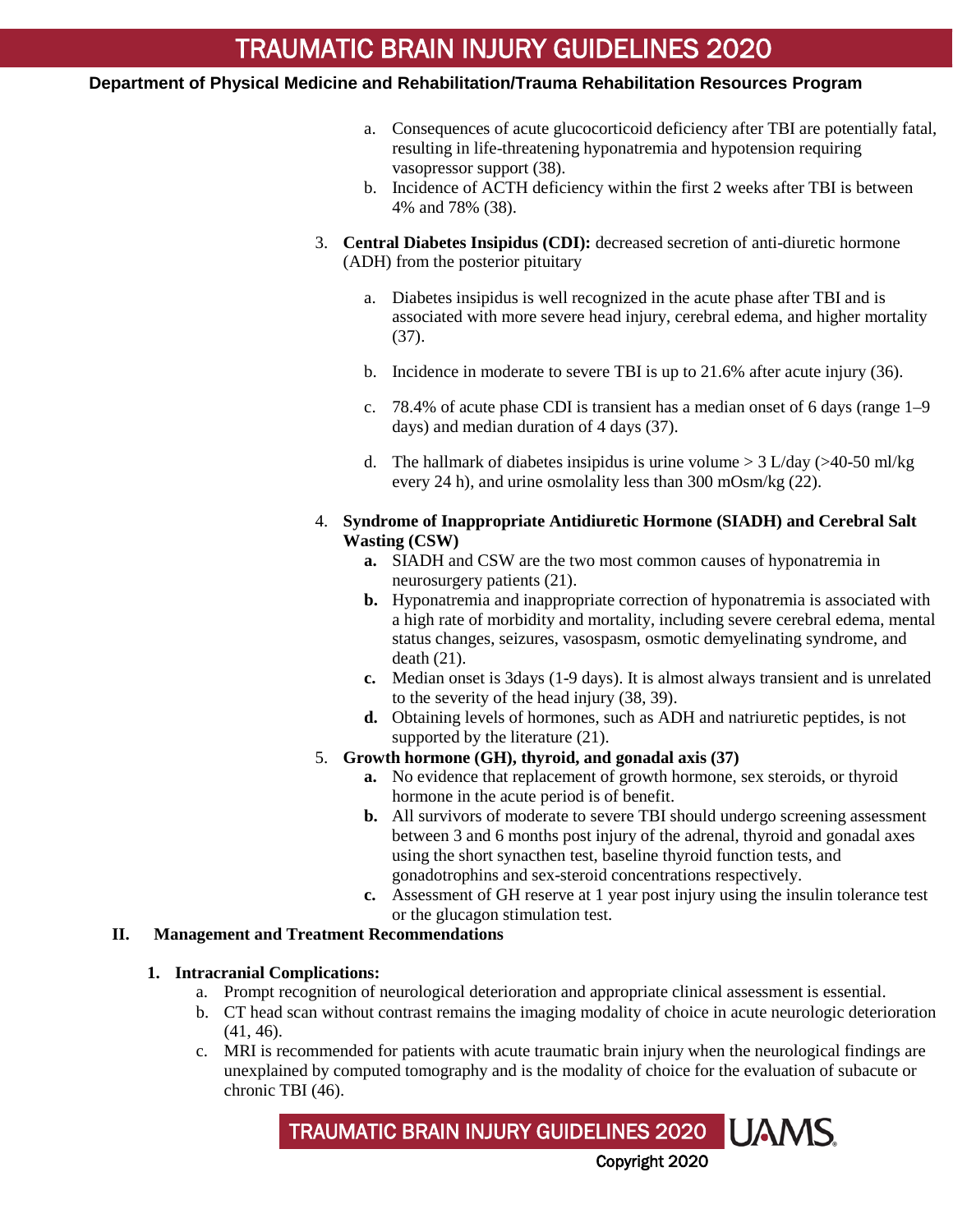a. Consequences of acute glucocorticoid deficiency after TBI are potentially fatal, resulting in life-threatening hyponatremia and hypotension requiring vasopressor support (38).
b. Incidence of ACTH deficiency within the first 2 weeks after TBI is between 4% and 78% (38).

3. **Central Diabetes Insipidus (CDI):** decreased secretion of anti-diuretic hormone (ADH) from the posterior pituitary

   a. Diabetes insipidus is well recognized in the acute phase after TBI and is associated with more severe head injury, cerebral edema, and higher mortality (37).

   b. Incidence in moderate to severe TBI is up to 21.6% after acute injury (36).

   c. 78.4% of acute phase CDI is transient has a median onset of 6 days (range 1–9 days) and median duration of 4 days (37).

   d. The hallmark of diabetes insipidus is urine volume > 3 L/day (>40-50 ml/kg every 24 h), and urine osmolality less than 300 mOsm/kg (22).

4. **Syndrome of Inappropriate Antidiuretic Hormone (SIADH) and Cerebral Salt Wasting (CSW)**
   **a.** SIADH and CSW are the two most common causes of hyponatremia in neurosurgery patients (21).
   **b.** Hyponatremia and inappropriate correction of hyponatremia is associated with a high rate of morbidity and mortality, including severe cerebral edema, mental status changes, seizures, vasospasm, osmotic demyelinating syndrome, and death (21).
   **c.** Median onset is 3days (1-9 days). It is almost always transient and is unrelated to the severity of the head injury (38, 39).
   **d.** Obtaining levels of hormones, such as ADH and natriuretic peptides, is not supported by the literature (21).

5. **Growth hormone (GH), thyroid, and gonadal axis (37)**
   **a.** No evidence that replacement of growth hormone, sex steroids, or thyroid hormone in the acute period is of benefit.
   **b.** All survivors of moderate to severe TBI should undergo screening assessment between 3 and 6 months post injury of the adrenal, thyroid and gonadal axes using the short synacthen test, baseline thyroid function tests, and gonadotrophins and sex-steroid concentrations respectively.
   **c.** Assessment of GH reserve at 1 year post injury using the insulin tolerance test or the glucagon stimulation test.

## II. Management and Treatment Recommendations

**1. Intracranial Complications:**

a. Prompt recognition of neurological deterioration and appropriate clinical assessment is essential.
b. CT head scan without contrast remains the imaging modality of choice in acute neurologic deterioration (41, 46).
c. MRI is recommended for patients with acute traumatic brain injury when the neurological findings are unexplained by computed tomography and is the modality of choice for the evaluation of subacute or chronic TBI (46).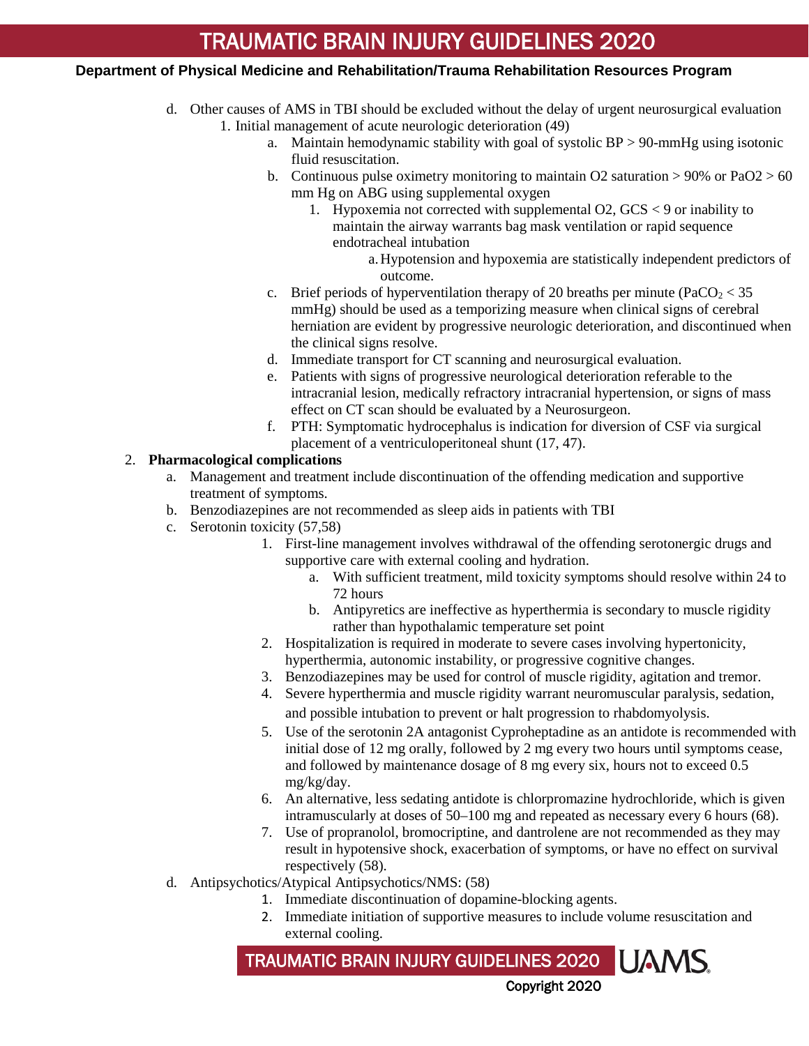d. Other causes of AMS in TBI should be excluded without the delay of urgent neurosurgical evaluation
   1. Initial management of acute neurologic deterioration (49)
      a. Maintain hemodynamic stability with goal of systolic BP > 90-mmHg using isotonic fluid resuscitation.
      b. Continuous pulse oximetry monitoring to maintain O2 saturation > 90% or PaO2 > 60 mm Hg on ABG using supplemental oxygen
         1. Hypoxemia not corrected with supplemental O2, GCS < 9 or inability to maintain the airway warrants bag mask ventilation or rapid sequence endotracheal intubation
            a. Hypotension and hypoxemia are statistically independent predictors of outcome.
      c. Brief periods of hyperventilation therapy of 20 breaths per minute ($PaCO_2$ < 35 mmHg) should be used as a temporizing measure when clinical signs of cerebral herniation are evident by progressive neurologic deterioration, and discontinued when the clinical signs resolve.
      d. Immediate transport for CT scanning and neurosurgical evaluation.
      e. Patients with signs of progressive neurological deterioration referable to the intracranial lesion, medically refractory intracranial hypertension, or signs of mass effect on CT scan should be evaluated by a Neurosurgeon.
      f. PTH: Symptomatic hydrocephalus is indication for diversion of CSF via surgical placement of a ventriculoperitoneal shunt (17, 47).

2. **Pharmacological complications**
   a. Management and treatment include discontinuation of the offending medication and supportive treatment of symptoms.
   b. Benzodiazepines are not recommended as sleep aids in patients with TBI
   c. Serotonin toxicity (57,58)
      1. First-line management involves withdrawal of the offending serotonergic drugs and supportive care with external cooling and hydration.
         a. With sufficient treatment, mild toxicity symptoms should resolve within 24 to 72 hours
         b. Antipyretics are ineffective as hyperthermia is secondary to muscle rigidity rather than hypothalamic temperature set point
      2. Hospitalization is required in moderate to severe cases involving hypertonicity, hyperthermia, autonomic instability, or progressive cognitive changes.
      3. Benzodiazepines may be used for control of muscle rigidity, agitation and tremor.
      4. Severe hyperthermia and muscle rigidity warrant neuromuscular paralysis, sedation, and possible intubation to prevent or halt progression to rhabdomyolysis.
      5. Use of the serotonin 2A antagonist Cyproheptadine as an antidote is recommended with initial dose of 12 mg orally, followed by 2 mg every two hours until symptoms cease, and followed by maintenance dosage of 8 mg every six, hours not to exceed 0.5 mg/kg/day.
      6. An alternative, less sedating antidote is chlorpromazine hydrochloride, which is given intramuscularly at doses of 50–100 mg and repeated as necessary every 6 hours (68).
      7. Use of propranolol, bromocriptine, and dantrolene are not recommended as they may result in hypotensive shock, exacerbation of symptoms, or have no effect on survival respectively (58).
   d. Antipsychotics/Atypical Antipsychotics/NMS: (58)
      1. Immediate discontinuation of dopamine-blocking agents.
      2. Immediate initiation of supportive measures to include volume resuscitation and external cooling.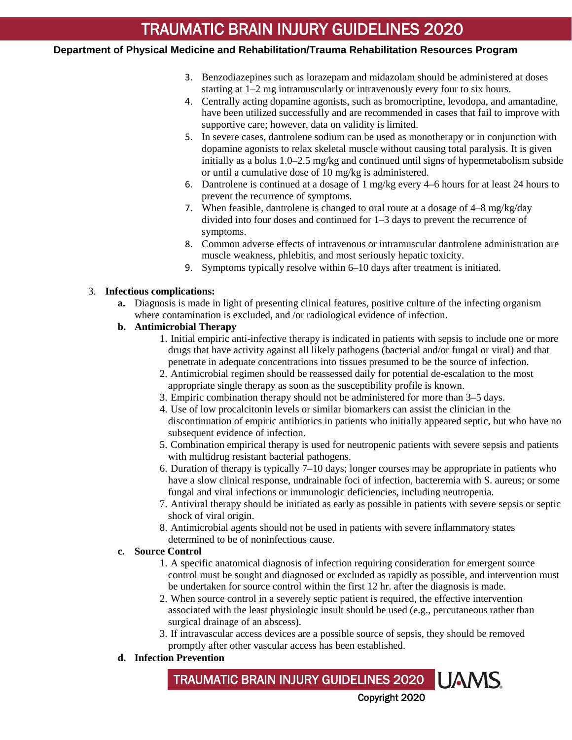3. Benzodiazepines such as lorazepam and midazolam should be administered at doses starting at 1–2 mg intramuscularly or intravenously every four to six hours.
4. Centrally acting dopamine agonists, such as bromocriptine, levodopa, and amantadine, have been utilized successfully and are recommended in cases that fail to improve with supportive care; however, data on validity is limited.
5. In severe cases, dantrolene sodium can be used as monotherapy or in conjunction with dopamine agonists to relax skeletal muscle without causing total paralysis. It is given initially as a bolus 1.0–2.5 mg/kg and continued until signs of hypermetabolism subside or until a cumulative dose of 10 mg/kg is administered.
6. Dantrolene is continued at a dosage of 1 mg/kg every 4–6 hours for at least 24 hours to prevent the recurrence of symptoms.
7. When feasible, dantrolene is changed to oral route at a dosage of 4–8 mg/kg/day divided into four doses and continued for 1–3 days to prevent the recurrence of symptoms.
8. Common adverse effects of intravenous or intramuscular dantrolene administration are muscle weakness, phlebitis, and most seriously hepatic toxicity.
9. Symptoms typically resolve within 6–10 days after treatment is initiated.

3. **Infectious complications:**
   - **a.** Diagnosis is made in light of presenting clinical features, positive culture of the infecting organism where contamination is excluded, and /or radiological evidence of infection.
   - **b. Antimicrobial Therapy**
     1. Initial empiric anti-infective therapy is indicated in patients with sepsis to include one or more drugs that have activity against all likely pathogens (bacterial and/or fungal or viral) and that penetrate in adequate concentrations into tissues presumed to be the source of infection.
     2. Antimicrobial regimen should be reassessed daily for potential de-escalation to the most appropriate single therapy as soon as the susceptibility profile is known.
     3. Empiric combination therapy should not be administered for more than 3–5 days.
     4. Use of low procalcitonin levels or similar biomarkers can assist the clinician in the discontinuation of empiric antibiotics in patients who initially appeared septic, but who have no subsequent evidence of infection.
     5. Combination empirical therapy is used for neutropenic patients with severe sepsis and patients with multidrug resistant bacterial pathogens.
     6. Duration of therapy is typically 7–10 days; longer courses may be appropriate in patients who have a slow clinical response, undrainable foci of infection, bacteremia with S. aureus; or some fungal and viral infections or immunologic deficiencies, including neutropenia.
     7. Antiviral therapy should be initiated as early as possible in patients with severe sepsis or septic shock of viral origin.
     8. Antimicrobial agents should not be used in patients with severe inflammatory states determined to be of noninfectious cause.
   - **c. Source Control**
     1. A specific anatomical diagnosis of infection requiring consideration for emergent source control must be sought and diagnosed or excluded as rapidly as possible, and intervention must be undertaken for source control within the first 12 hr. after the diagnosis is made.
     2. When source control in a severely septic patient is required, the effective intervention associated with the least physiologic insult should be used (e.g., percutaneous rather than surgical drainage of an abscess).
     3. If intravascular access devices are a possible source of sepsis, they should be removed promptly after other vascular access has been established.
   - **d. Infection Prevention**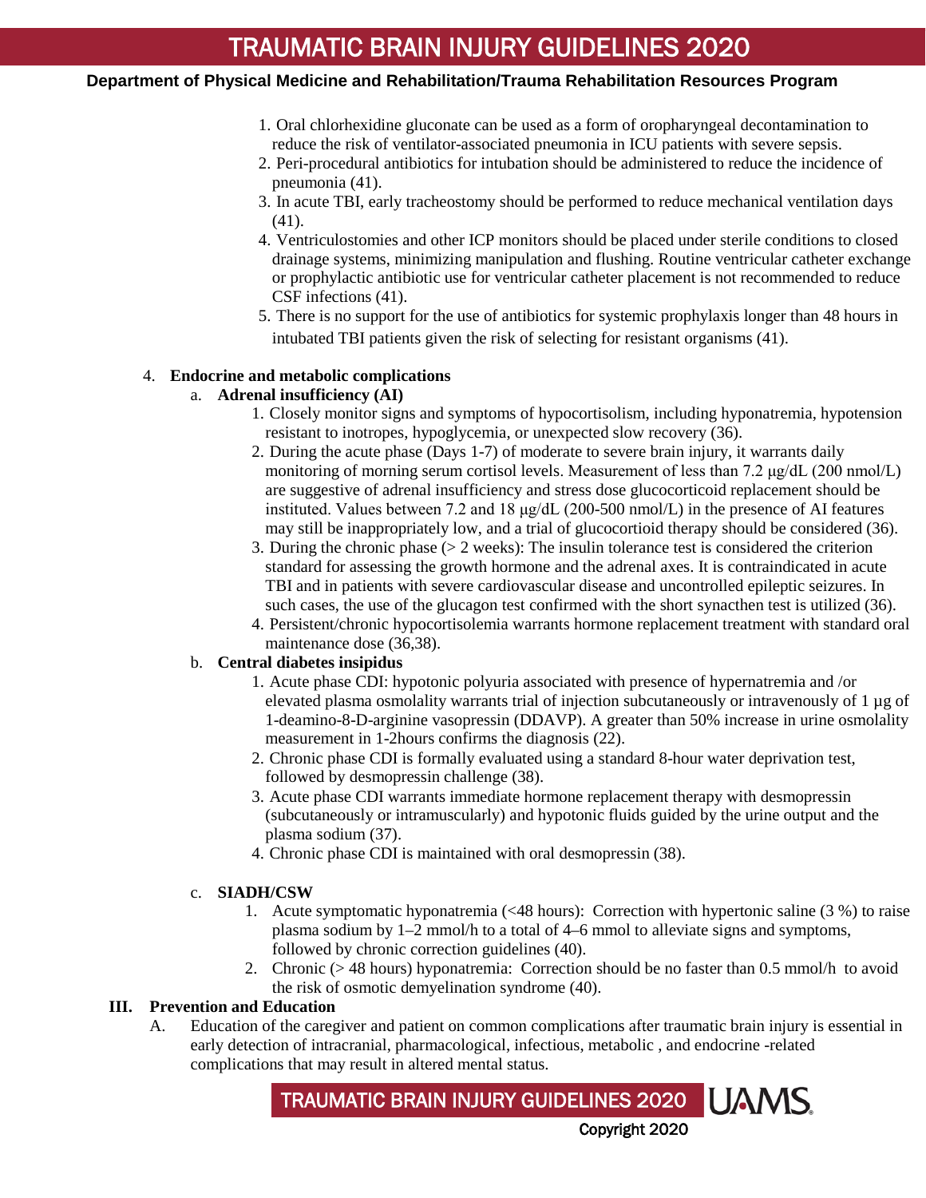1. Oral chlorhexidine gluconate can be used as a form of oropharyngeal decontamination to reduce the risk of ventilator-associated pneumonia in ICU patients with severe sepsis.
2. Peri-procedural antibiotics for intubation should be administered to reduce the incidence of pneumonia (41).
3. In acute TBI, early tracheostomy should be performed to reduce mechanical ventilation days (41).
4. Ventriculostomies and other ICP monitors should be placed under sterile conditions to closed drainage systems, minimizing manipulation and flushing. Routine ventricular catheter exchange or prophylactic antibiotic use for ventricular catheter placement is not recommended to reduce CSF infections (41).
5. There is no support for the use of antibiotics for systemic prophylaxis longer than 48 hours in intubated TBI patients given the risk of selecting for resistant organisms (41).

4. **Endocrine and metabolic complications**

   a. **Adrenal insufficiency (AI)**

      1. Closely monitor signs and symptoms of hypocortisolism, including hyponatremia, hypotension resistant to inotropes, hypoglycemia, or unexpected slow recovery (36).
      2. During the acute phase (Days 1-7) of moderate to severe brain injury, it warrants daily monitoring of morning serum cortisol levels. Measurement of less than 7.2 µg/dL (200 nmol/L) are suggestive of adrenal insufficiency and stress dose glucocorticoid replacement should be instituted. Values between 7.2 and 18 µg/dL (200-500 nmol/L) in the presence of AI features may still be inappropriately low, and a trial of glucocortioid therapy should be considered (36).
      3. During the chronic phase (> 2 weeks): The insulin tolerance test is considered the criterion standard for assessing the growth hormone and the adrenal axes. It is contraindicated in acute TBI and in patients with severe cardiovascular disease and uncontrolled epileptic seizures. In such cases, the use of the glucagon test confirmed with the short synacthen test is utilized (36).
      4. Persistent/chronic hypocortisolemia warrants hormone replacement treatment with standard oral maintenance dose (36,38).

   b. **Central diabetes insipidus**

      1. Acute phase CDI: hypotonic polyuria associated with presence of hypernatremia and /or elevated plasma osmolality warrants trial of injection subcutaneously or intravenously of 1 µg of 1-deamino-8-D-arginine vasopressin (DDAVP). A greater than 50% increase in urine osmolality measurement in 1-2hours confirms the diagnosis (22).
      2. Chronic phase CDI is formally evaluated using a standard 8-hour water deprivation test, followed by desmopressin challenge (38).
      3. Acute phase CDI warrants immediate hormone replacement therapy with desmopressin (subcutaneously or intramuscularly) and hypotonic fluids guided by the urine output and the plasma sodium (37).
      4. Chronic phase CDI is maintained with oral desmopressin (38).

   c. **SIADH/CSW**

      1. Acute symptomatic hyponatremia (<48 hours): Correction with hypertonic saline (3 %) to raise plasma sodium by 1–2 mmol/h to a total of 4–6 mmol to alleviate signs and symptoms, followed by chronic correction guidelines (40).
      2. Chronic (> 48 hours) hyponatremia: Correction should be no faster than 0.5 mmol/h to avoid the risk of osmotic demyelination syndrome (40).

## III. Prevention and Education

A. Education of the caregiver and patient on common complications after traumatic brain injury is essential in early detection of intracranial, pharmacological, infectious, metabolic , and endocrine -related complications that may result in altered mental status.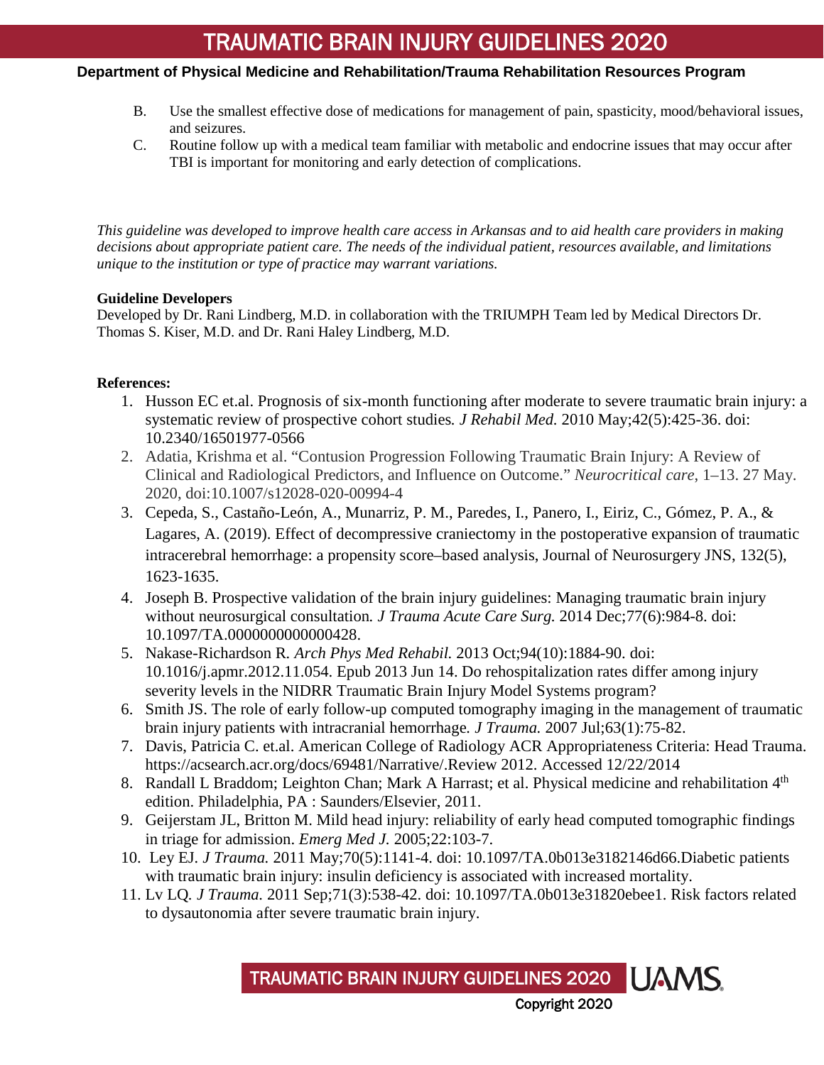B. Use the smallest effective dose of medications for management of pain, spasticity, mood/behavioral issues, and seizures.

C. Routine follow up with a medical team familiar with metabolic and endocrine issues that may occur after TBI is important for monitoring and early detection of complications.

*This guideline was developed to improve health care access in Arkansas and to aid health care providers in making decisions about appropriate patient care. The needs of the individual patient, resources available, and limitations unique to the institution or type of practice may warrant variations.*

**Guideline Developers**

Developed by Dr. Rani Lindberg, M.D. in collaboration with the TRIUMPH Team led by Medical Directors Dr. Thomas S. Kiser, M.D. and Dr. Rani Haley Lindberg, M.D.

**References:**

1. Husson EC et.al. Prognosis of six-month functioning after moderate to severe traumatic brain injury: a systematic review of prospective cohort studies. *J Rehabil Med.* 2010 May;42(5):425-36. doi: 10.2340/16501977-0566
2. Adatia, Krishma et al. "Contusion Progression Following Traumatic Brain Injury: A Review of Clinical and Radiological Predictors, and Influence on Outcome." *Neurocritical care*, 1–13. 27 May. 2020, doi:10.1007/s12028-020-00994-4
3. Cepeda, S., Castaño-León, A., Munarriz, P. M., Paredes, I., Panero, I., Eiriz, C., Gómez, P. A., & Lagares, A. (2019). Effect of decompressive craniectomy in the postoperative expansion of traumatic intracerebral hemorrhage: a propensity score–based analysis, Journal of Neurosurgery JNS, 132(5), 1623-1635.
4. Joseph B. Prospective validation of the brain injury guidelines: Managing traumatic brain injury without neurosurgical consultation. *J Trauma Acute Care Surg.* 2014 Dec;77(6):984-8. doi: 10.1097/TA.0000000000000428.
5. Nakase-Richardson R. *Arch Phys Med Rehabil.* 2013 Oct;94(10):1884-90. doi: 10.1016/j.apmr.2012.11.054. Epub 2013 Jun 14. Do rehospitalization rates differ among injury severity levels in the NIDRR Traumatic Brain Injury Model Systems program?
6. Smith JS. The role of early follow-up computed tomography imaging in the management of traumatic brain injury patients with intracranial hemorrhage. *J Trauma.* 2007 Jul;63(1):75-82.
7. Davis, Patricia C. et.al. American College of Radiology ACR Appropriateness Criteria: Head Trauma. https://acsearch.acr.org/docs/69481/Narrative/.Review 2012. Accessed 12/22/2014
8. Randall L Braddom; Leighton Chan; Mark A Harrast; et al. Physical medicine and rehabilitation 4th edition. Philadelphia, PA : Saunders/Elsevier, 2011.
9. Geijerstam JL, Britton M. Mild head injury: reliability of early head computed tomographic findings in triage for admission. *Emerg Med J.* 2005;22:103-7.
10. Ley EJ. *J Trauma.* 2011 May;70(5):1141-4. doi: 10.1097/TA.0b013e3182146d66.Diabetic patients with traumatic brain injury: insulin deficiency is associated with increased mortality.
11. Lv LQ. *J Trauma.* 2011 Sep;71(3):538-42. doi: 10.1097/TA.0b013e31820ebee1. Risk factors related to dysautonomia after severe traumatic brain injury.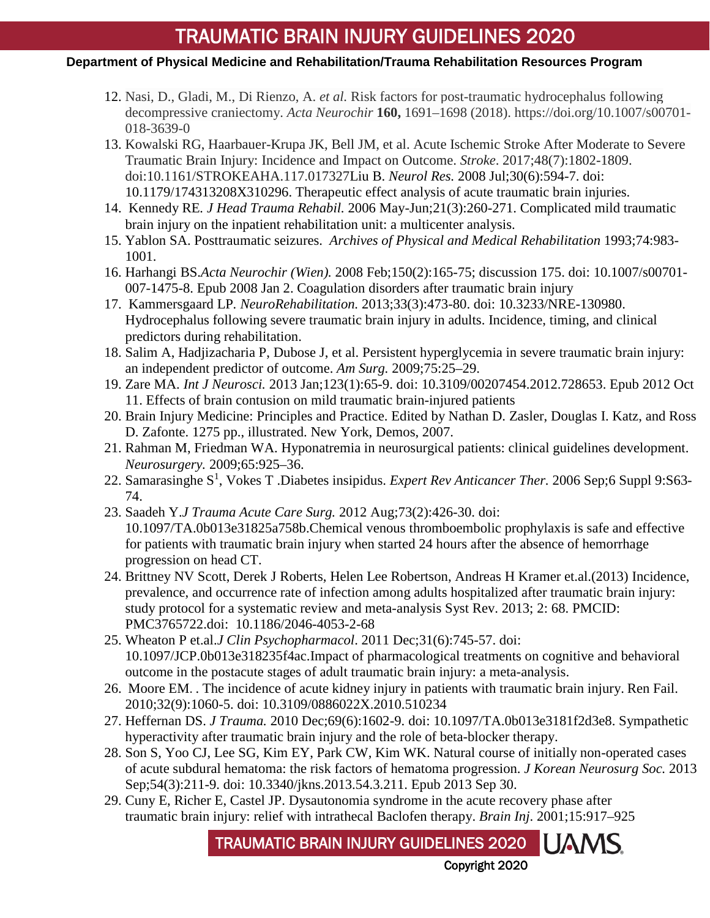12. Nasi, D., Gladi, M., Di Rienzo, A. *et al.* Risk factors for post-traumatic hydrocephalus following decompressive craniectomy. *Acta Neurochir* **160,** 1691–1698 (2018). https://doi.org/10.1007/s00701-018-3639-0
13. Kowalski RG, Haarbauer-Krupa JK, Bell JM, et al. Acute Ischemic Stroke After Moderate to Severe Traumatic Brain Injury: Incidence and Impact on Outcome. *Stroke*. 2017;48(7):1802-1809. doi:10.1161/STROKEAHA.117.017327Liu B. *Neurol Res.* 2008 Jul;30(6):594-7. doi: 10.1179/174313208X310296. Therapeutic effect analysis of acute traumatic brain injuries.
14. Kennedy RE. *J Head Trauma Rehabil.* 2006 May-Jun;21(3):260-271. Complicated mild traumatic brain injury on the inpatient rehabilitation unit: a multicenter analysis.
15. Yablon SA. Posttraumatic seizures. *Archives of Physical and Medical Rehabilitation* 1993;74:983-1001.
16. Harhangi BS.*Acta Neurochir (Wien).* 2008 Feb;150(2):165-75; discussion 175. doi: 10.1007/s00701-007-1475-8. Epub 2008 Jan 2. Coagulation disorders after traumatic brain injury
17. Kammersgaard LP. *NeuroRehabilitation.* 2013;33(3):473-80. doi: 10.3233/NRE-130980. Hydrocephalus following severe traumatic brain injury in adults. Incidence, timing, and clinical predictors during rehabilitation.
18. Salim A, Hadjizacharia P, Dubose J, et al. Persistent hyperglycemia in severe traumatic brain injury: an independent predictor of outcome. *Am Surg.* 2009;75:25–29.
19. Zare MA. *Int J Neurosci.* 2013 Jan;123(1):65-9. doi: 10.3109/00207454.2012.728653. Epub 2012 Oct 11. Effects of brain contusion on mild traumatic brain-injured patients
20. Brain Injury Medicine: Principles and Practice. Edited by Nathan D. Zasler, Douglas I. Katz, and Ross D. Zafonte. 1275 pp., illustrated. New York, Demos, 2007.
21. Rahman M, Friedman WA. Hyponatremia in neurosurgical patients: clinical guidelines development. *Neurosurgery.* 2009;65:925–36.
22. Samarasinghe S[1], Vokes T .Diabetes insipidus. *Expert Rev Anticancer Ther.* 2006 Sep;6 Suppl 9:S63-74.
23. Saadeh Y.*J Trauma Acute Care Surg.* 2012 Aug;73(2):426-30. doi: 10.1097/TA.0b013e31825a758b.Chemical venous thromboembolic prophylaxis is safe and effective for patients with traumatic brain injury when started 24 hours after the absence of hemorrhage progression on head CT.
24. Brittney NV Scott, Derek J Roberts, Helen Lee Robertson, Andreas H Kramer et.al.(2013) Incidence, prevalence, and occurrence rate of infection among adults hospitalized after traumatic brain injury: study protocol for a systematic review and meta-analysis Syst Rev. 2013; 2: 68. PMCID: PMC3765722.doi: 10.1186/2046-4053-2-68
25. Wheaton P et.al.*J Clin Psychopharmacol*. 2011 Dec;31(6):745-57. doi: 10.1097/JCP.0b013e318235f4ac.Impact of pharmacological treatments on cognitive and behavioral outcome in the postacute stages of adult traumatic brain injury: a meta-analysis.
26. Moore EM. . The incidence of acute kidney injury in patients with traumatic brain injury. Ren Fail. 2010;32(9):1060-5. doi: 10.3109/0886022X.2010.510234
27. Heffernan DS. *J Trauma.* 2010 Dec;69(6):1602-9. doi: 10.1097/TA.0b013e3181f2d3e8. Sympathetic hyperactivity after traumatic brain injury and the role of beta-blocker therapy.
28. Son S, Yoo CJ, Lee SG, Kim EY, Park CW, Kim WK. Natural course of initially non-operated cases of acute subdural hematoma: the risk factors of hematoma progression. *J Korean Neurosurg Soc.* 2013 Sep;54(3):211-9. doi: 10.3340/jkns.2013.54.3.211. Epub 2013 Sep 30.
29. Cuny E, Richer E, Castel JP. Dysautonomia syndrome in the acute recovery phase after traumatic brain injury: relief with intrathecal Baclofen therapy. *Brain Inj*. 2001;15:917–925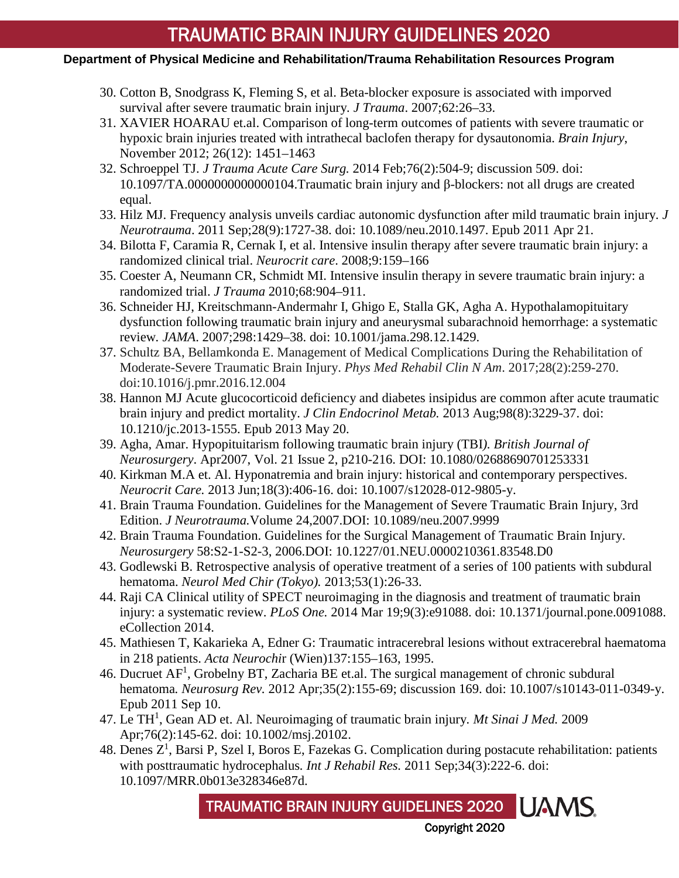30. Cotton B, Snodgrass K, Fleming S, et al. Beta-blocker exposure is associated with imporved survival after severe traumatic brain injury. *J Trauma*. 2007;62:26–33.
31. XAVIER HOARAU et.al. Comparison of long-term outcomes of patients with severe traumatic or hypoxic brain injuries treated with intrathecal baclofen therapy for dysautonomia. *Brain Injury*, November 2012; 26(12): 1451–1463
32. Schroeppel TJ. *J Trauma Acute Care Surg.* 2014 Feb;76(2):504-9; discussion 509. doi: 10.1097/TA.0000000000000104.Traumatic brain injury and β-blockers: not all drugs are created equal.
33. Hilz MJ. Frequency analysis unveils cardiac autonomic dysfunction after mild traumatic brain injury. *J Neurotrauma*. 2011 Sep;28(9):1727-38. doi: 10.1089/neu.2010.1497. Epub 2011 Apr 21.
34. Bilotta F, Caramia R, Cernak I, et al. Intensive insulin therapy after severe traumatic brain injury: a randomized clinical trial. *Neurocrit care*. 2008;9:159–166
35. Coester A, Neumann CR, Schmidt MI. Intensive insulin therapy in severe traumatic brain injury: a randomized trial. *J Trauma* 2010;68:904–911.
36. Schneider HJ, Kreitschmann-Andermahr I, Ghigo E, Stalla GK, Agha A. Hypothalamopituitary dysfunction following traumatic brain injury and aneurysmal subarachnoid hemorrhage: a systematic review. *JAMA*. 2007;298:1429–38. doi: 10.1001/jama.298.12.1429.
37. Schultz BA, Bellamkonda E. Management of Medical Complications During the Rehabilitation of Moderate-Severe Traumatic Brain Injury. *Phys Med Rehabil Clin N Am*. 2017;28(2):259-270. doi:10.1016/j.pmr.2016.12.004
38. Hannon MJ Acute glucocorticoid deficiency and diabetes insipidus are common after acute traumatic brain injury and predict mortality. *J Clin Endocrinol Metab.* 2013 Aug;98(8):3229-37. doi: 10.1210/jc.2013-1555. Epub 2013 May 20.
39. Agha, Amar. Hypopituitarism following traumatic brain injury (TBI*). British Journal of Neurosurgery*. Apr2007, Vol. 21 Issue 2, p210-216. DOI: 10.1080/02688690701253331
40. Kirkman M.A et. Al. Hyponatremia and brain injury: historical and contemporary perspectives. *Neurocrit Care.* 2013 Jun;18(3):406-16. doi: 10.1007/s12028-012-9805-y.
41. Brain Trauma Foundation. Guidelines for the Management of Severe Traumatic Brain Injury, 3rd Edition. *J Neurotrauma.*Volume 24,2007.DOI: 10.1089/neu.2007.9999
42. Brain Trauma Foundation. Guidelines for the Surgical Management of Traumatic Brain Injury. *Neurosurgery* 58:S2-1-S2-3, 2006.DOI: 10.1227/01.NEU.0000210361.83548.D0
43. Godlewski B. Retrospective analysis of operative treatment of a series of 100 patients with subdural hematoma. *Neurol Med Chir (Tokyo).* 2013;53(1):26-33.
44. Raji CA Clinical utility of SPECT neuroimaging in the diagnosis and treatment of traumatic brain injury: a systematic review. *PLoS One.* 2014 Mar 19;9(3):e91088. doi: 10.1371/journal.pone.0091088. eCollection 2014.
45. Mathiesen T, Kakarieka A, Edner G: Traumatic intracerebral lesions without extracerebral haematoma in 218 patients. *Acta Neurochi*r (Wien)137:155–163, 1995.
46. Ducruet AF[1], Grobelny BT, Zacharia BE et.al. The surgical management of chronic subdural hematoma*. Neurosurg Rev.* 2012 Apr;35(2):155-69; discussion 169. doi: 10.1007/s10143-011-0349-y. Epub 2011 Sep 10.
47. Le TH[1], Gean AD et. Al. Neuroimaging of traumatic brain injury*. Mt Sinai J Med.* 2009 Apr;76(2):145-62. doi: 10.1002/msj.20102.
48. Denes Z[1], Barsi P, Szel I, Boros E, Fazekas G. Complication during postacute rehabilitation: patients with posttraumatic hydrocephalus*. Int J Rehabil Res.* 2011 Sep;34(3):222-6. doi: 10.1097/MRR.0b013e328346e87d.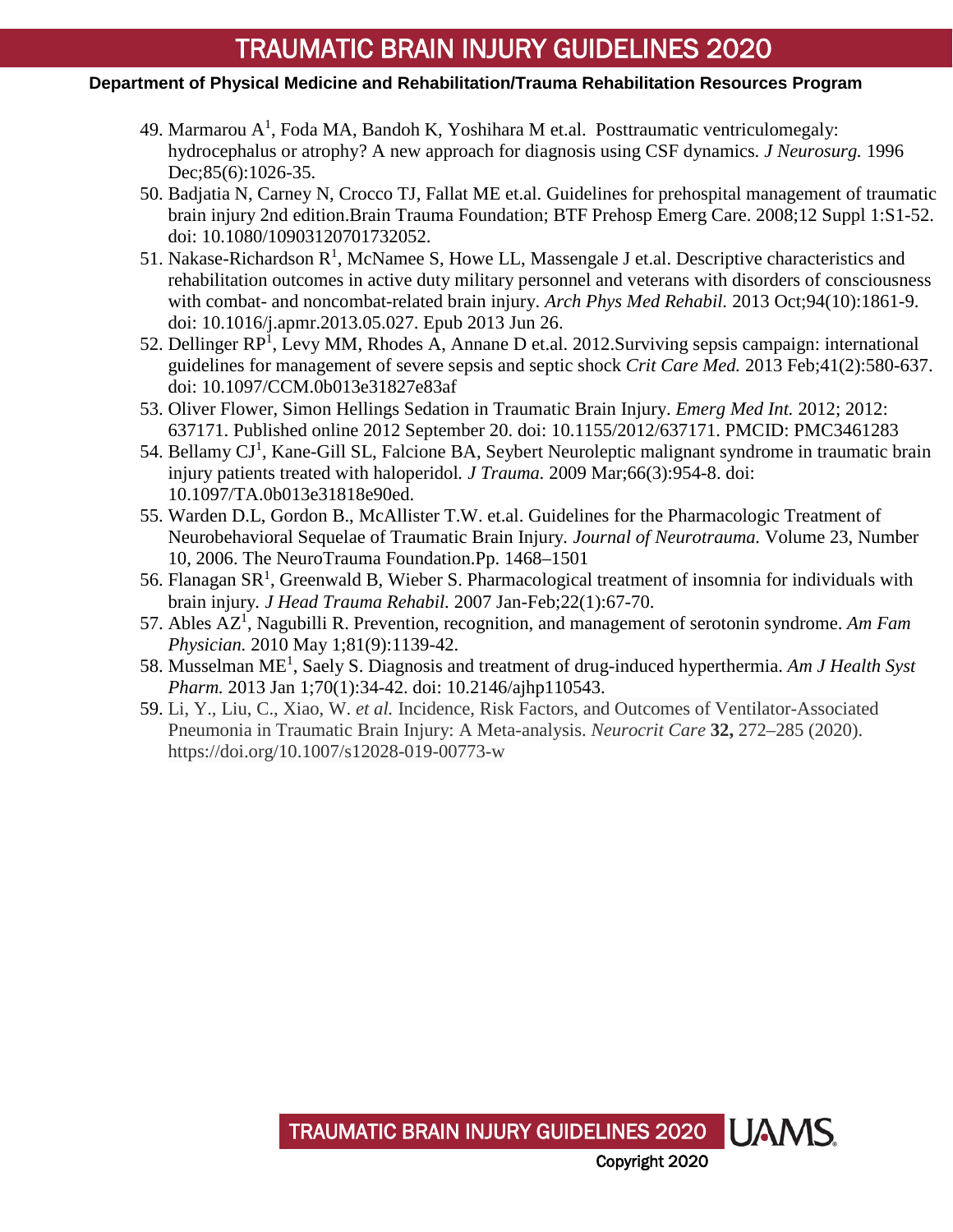49. Marmarou A[1], Foda MA, Bandoh K, Yoshihara M et.al. Posttraumatic ventriculomegaly: hydrocephalus or atrophy? A new approach for diagnosis using CSF dynamics. *J Neurosurg.* 1996 Dec;85(6):1026-35.
50. Badjatia N, Carney N, Crocco TJ, Fallat ME et.al. Guidelines for prehospital management of traumatic brain injury 2nd edition.Brain Trauma Foundation; BTF Prehosp Emerg Care. 2008;12 Suppl 1:S1-52. doi: 10.1080/10903120701732052.
51. Nakase-Richardson R[1], McNamee S, Howe LL, Massengale J et.al. Descriptive characteristics and rehabilitation outcomes in active duty military personnel and veterans with disorders of consciousness with combat- and noncombat-related brain injury. *Arch Phys Med Rehabil.* 2013 Oct;94(10):1861-9. doi: 10.1016/j.apmr.2013.05.027. Epub 2013 Jun 26.
52. Dellinger RP[1], Levy MM, Rhodes A, Annane D et.al. 2012.Surviving sepsis campaign: international guidelines for management of severe sepsis and septic shock *Crit Care Med.* 2013 Feb;41(2):580-637. doi: 10.1097/CCM.0b013e31827e83af
53. Oliver Flower, Simon Hellings Sedation in Traumatic Brain Injury. *Emerg Med Int.* 2012; 2012: 637171. Published online 2012 September 20. doi: 10.1155/2012/637171. PMCID: PMC3461283
54. Bellamy CJ[1], Kane-Gill SL, Falcione BA, Seybert Neuroleptic malignant syndrome in traumatic brain injury patients treated with haloperidol. *J Trauma.* 2009 Mar;66(3):954-8. doi: 10.1097/TA.0b013e31818e90ed.
55. Warden D.L, Gordon B., McAllister T.W. et.al. Guidelines for the Pharmacologic Treatment of Neurobehavioral Sequelae of Traumatic Brain Injury. *Journal of Neurotrauma.* Volume 23, Number 10, 2006. The NeuroTrauma Foundation.Pp. 1468–1501
56. Flanagan SR[1], Greenwald B, Wieber S. Pharmacological treatment of insomnia for individuals with brain injury. *J Head Trauma Rehabil.* 2007 Jan-Feb;22(1):67-70.
57. Ables AZ[1], Nagubilli R. Prevention, recognition, and management of serotonin syndrome. *Am Fam Physician.* 2010 May 1;81(9):1139-42.
58. Musselman ME[1], Saely S. Diagnosis and treatment of drug-induced hyperthermia. *Am J Health Syst Pharm.* 2013 Jan 1;70(1):34-42. doi: 10.2146/ajhp110543.
59. Li, Y., Liu, C., Xiao, W. *et al.* Incidence, Risk Factors, and Outcomes of Ventilator-Associated Pneumonia in Traumatic Brain Injury: A Meta-analysis. *Neurocrit Care* **32,** 272–285 (2020). https://doi.org/10.1007/s12028-019-00773-w